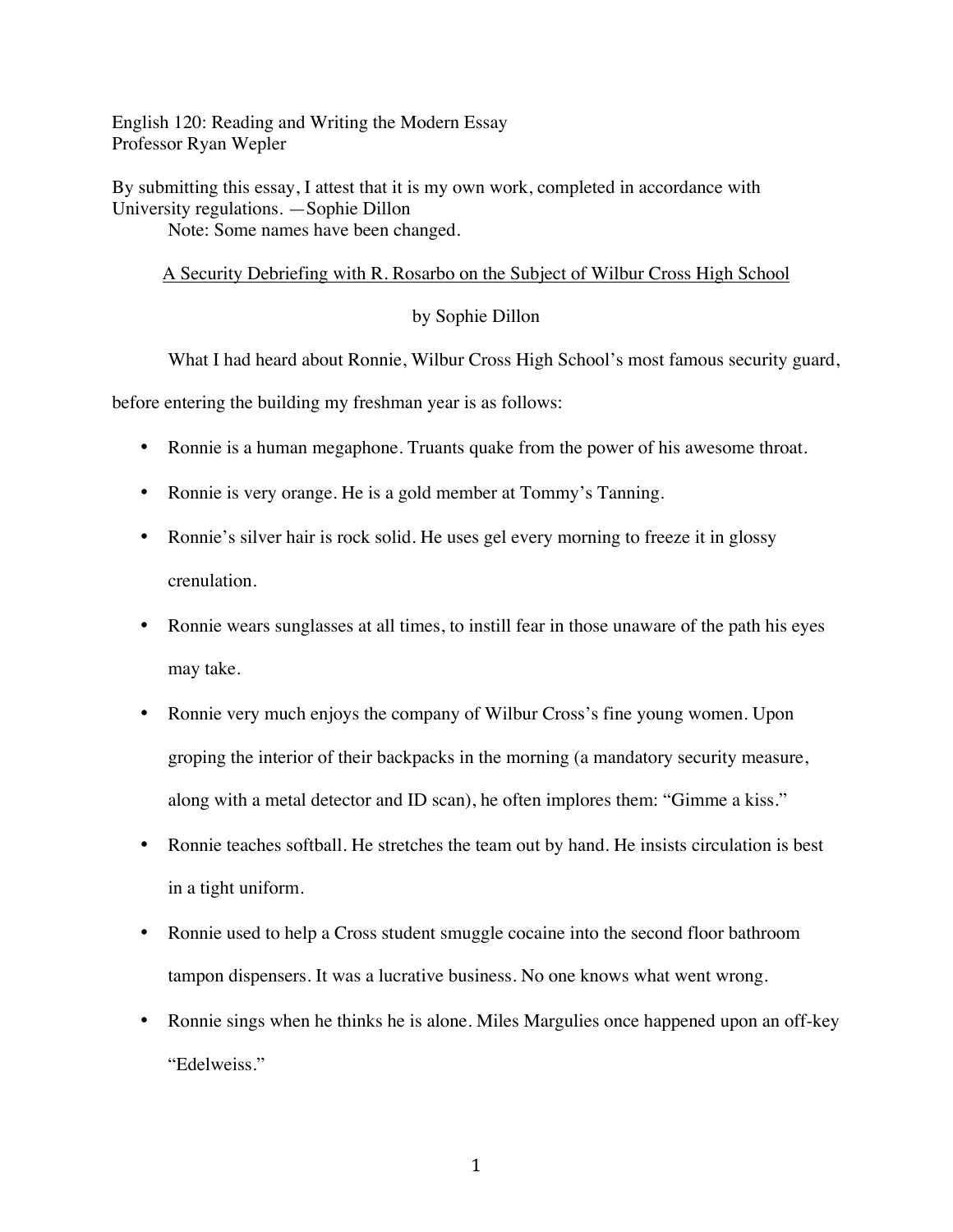English 120: Reading and Writing the Modern Essay
Professor Ryan Wepler

By submitting this essay, I attest that it is my own work, completed in accordance with University regulations. —Sophie Dillon

Note: Some names have been changed.

## A Security Debriefing with R. Rosarbo on the Subject of Wilbur Cross High School

by Sophie Dillon

What I had heard about Ronnie, Wilbur Cross High School's most famous security guard, before entering the building my freshman year is as follows:

- Ronnie is a human megaphone. Truants quake from the power of his awesome throat.
- Ronnie is very orange. He is a gold member at Tommy's Tanning.
- Ronnie's silver hair is rock solid. He uses gel every morning to freeze it in glossy crenulation.
- Ronnie wears sunglasses at all times, to instill fear in those unaware of the path his eyes may take.
- Ronnie very much enjoys the company of Wilbur Cross's fine young women. Upon groping the interior of their backpacks in the morning (a mandatory security measure, along with a metal detector and ID scan), he often implores them: "Gimme a kiss."
- Ronnie teaches softball. He stretches the team out by hand. He insists circulation is best in a tight uniform.
- Ronnie used to help a Cross student smuggle cocaine into the second floor bathroom tampon dispensers. It was a lucrative business. No one knows what went wrong.
- Ronnie sings when he thinks he is alone. Miles Margulies once happened upon an off-key "Edelweiss."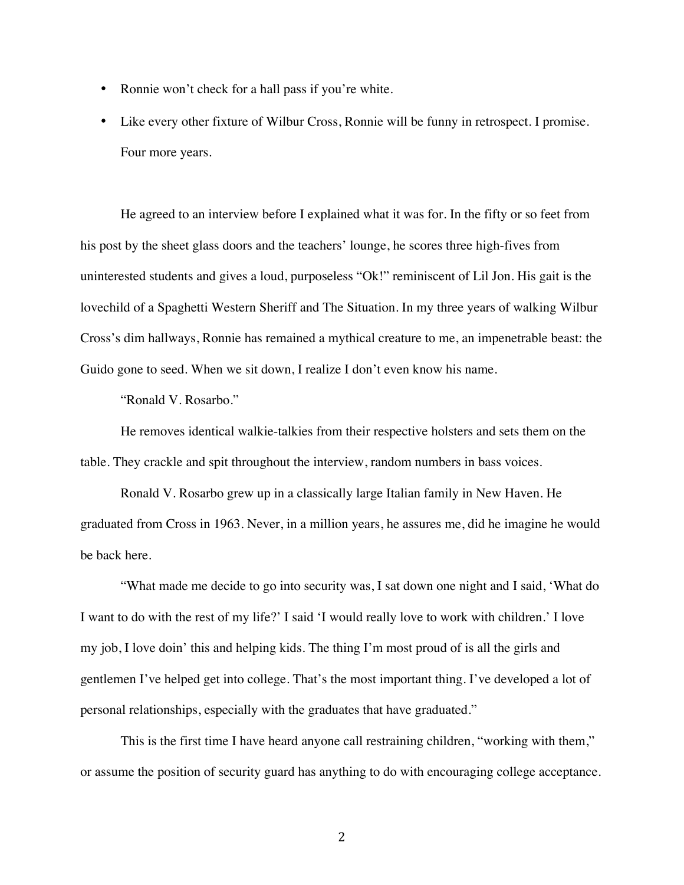- Ronnie won't check for a hall pass if you're white.
- Like every other fixture of Wilbur Cross, Ronnie will be funny in retrospect. I promise. Four more years.

He agreed to an interview before I explained what it was for. In the fifty or so feet from his post by the sheet glass doors and the teachers' lounge, he scores three high-fives from uninterested students and gives a loud, purposeless "Ok!" reminiscent of Lil Jon. His gait is the lovechild of a Spaghetti Western Sheriff and The Situation. In my three years of walking Wilbur Cross's dim hallways, Ronnie has remained a mythical creature to me, an impenetrable beast: the Guido gone to seed. When we sit down, I realize I don't even know his name.

"Ronald V. Rosarbo."

He removes identical walkie-talkies from their respective holsters and sets them on the table. They crackle and spit throughout the interview, random numbers in bass voices.

Ronald V. Rosarbo grew up in a classically large Italian family in New Haven. He graduated from Cross in 1963. Never, in a million years, he assures me, did he imagine he would be back here.

"What made me decide to go into security was, I sat down one night and I said, 'What do I want to do with the rest of my life?' I said 'I would really love to work with children.' I love my job, I love doin' this and helping kids. The thing I'm most proud of is all the girls and gentlemen I've helped get into college. That's the most important thing. I've developed a lot of personal relationships, especially with the graduates that have graduated."

This is the first time I have heard anyone call restraining children, "working with them," or assume the position of security guard has anything to do with encouraging college acceptance.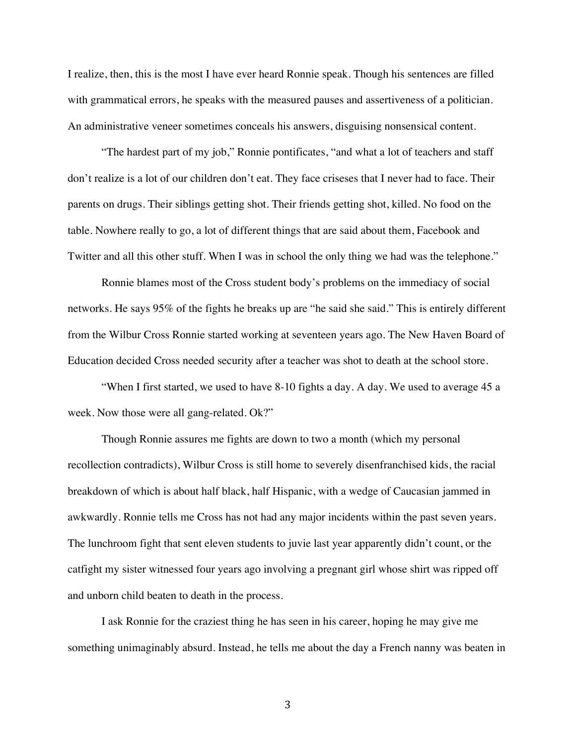I realize, then, this is the most I have ever heard Ronnie speak. Though his sentences are filled with grammatical errors, he speaks with the measured pauses and assertiveness of a politician. An administrative veneer sometimes conceals his answers, disguising nonsensical content.

"The hardest part of my job," Ronnie pontificates, "and what a lot of teachers and staff don't realize is a lot of our children don't eat. They face criseses that I never had to face. Their parents on drugs. Their siblings getting shot. Their friends getting shot, killed. No food on the table. Nowhere really to go, a lot of different things that are said about them, Facebook and Twitter and all this other stuff. When I was in school the only thing we had was the telephone."

Ronnie blames most of the Cross student body's problems on the immediacy of social networks. He says 95% of the fights he breaks up are "he said she said." This is entirely different from the Wilbur Cross Ronnie started working at seventeen years ago. The New Haven Board of Education decided Cross needed security after a teacher was shot to death at the school store.

"When I first started, we used to have 8-10 fights a day. A day. We used to average 45 a week. Now those were all gang-related. Ok?"

Though Ronnie assures me fights are down to two a month (which my personal recollection contradicts), Wilbur Cross is still home to severely disenfranchised kids, the racial breakdown of which is about half black, half Hispanic, with a wedge of Caucasian jammed in awkwardly. Ronnie tells me Cross has not had any major incidents within the past seven years. The lunchroom fight that sent eleven students to juvie last year apparently didn't count, or the catfight my sister witnessed four years ago involving a pregnant girl whose shirt was ripped off and unborn child beaten to death in the process.

I ask Ronnie for the craziest thing he has seen in his career, hoping he may give me something unimaginably absurd. Instead, he tells me about the day a French nanny was beaten in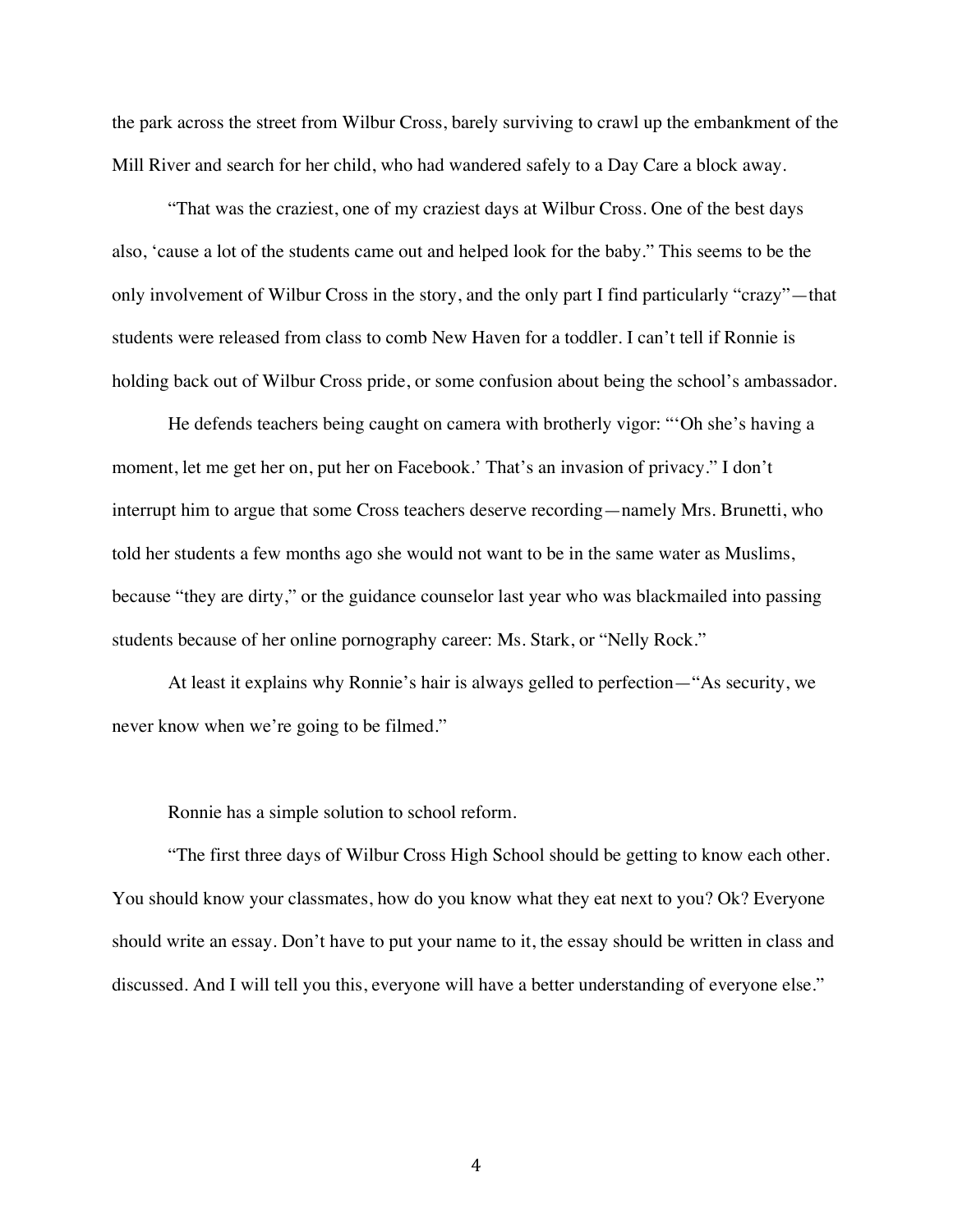the park across the street from Wilbur Cross, barely surviving to crawl up the embankment of the Mill River and search for her child, who had wandered safely to a Day Care a block away.

"That was the craziest, one of my craziest days at Wilbur Cross. One of the best days also, 'cause a lot of the students came out and helped look for the baby." This seems to be the only involvement of Wilbur Cross in the story, and the only part I find particularly "crazy"—that students were released from class to comb New Haven for a toddler. I can't tell if Ronnie is holding back out of Wilbur Cross pride, or some confusion about being the school's ambassador.

He defends teachers being caught on camera with brotherly vigor: "'Oh she's having a moment, let me get her on, put her on Facebook.' That's an invasion of privacy." I don't interrupt him to argue that some Cross teachers deserve recording—namely Mrs. Brunetti, who told her students a few months ago she would not want to be in the same water as Muslims, because "they are dirty," or the guidance counselor last year who was blackmailed into passing students because of her online pornography career: Ms. Stark, or "Nelly Rock."

At least it explains why Ronnie's hair is always gelled to perfection—"As security, we never know when we're going to be filmed."

Ronnie has a simple solution to school reform.

"The first three days of Wilbur Cross High School should be getting to know each other. You should know your classmates, how do you know what they eat next to you? Ok? Everyone should write an essay. Don't have to put your name to it, the essay should be written in class and discussed. And I will tell you this, everyone will have a better understanding of everyone else."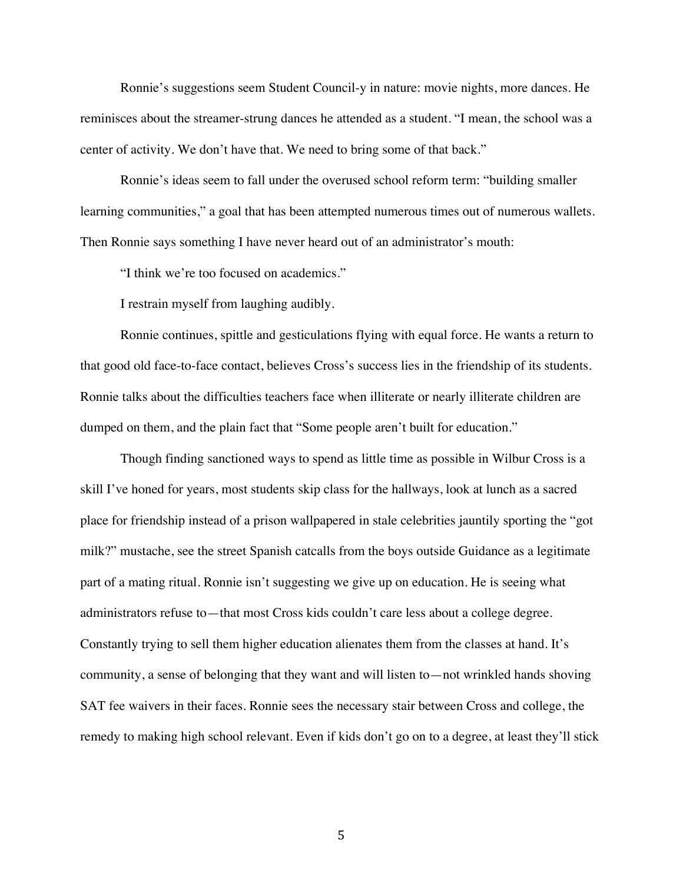Ronnie's suggestions seem Student Council-y in nature: movie nights, more dances. He reminisces about the streamer-strung dances he attended as a student. "I mean, the school was a center of activity. We don't have that. We need to bring some of that back."

Ronnie's ideas seem to fall under the overused school reform term: "building smaller learning communities," a goal that has been attempted numerous times out of numerous wallets. Then Ronnie says something I have never heard out of an administrator's mouth:

"I think we're too focused on academics."

I restrain myself from laughing audibly.

Ronnie continues, spittle and gesticulations flying with equal force. He wants a return to that good old face-to-face contact, believes Cross's success lies in the friendship of its students. Ronnie talks about the difficulties teachers face when illiterate or nearly illiterate children are dumped on them, and the plain fact that "Some people aren't built for education."

Though finding sanctioned ways to spend as little time as possible in Wilbur Cross is a skill I've honed for years, most students skip class for the hallways, look at lunch as a sacred place for friendship instead of a prison wallpapered in stale celebrities jauntily sporting the "got milk?" mustache, see the street Spanish catcalls from the boys outside Guidance as a legitimate part of a mating ritual. Ronnie isn't suggesting we give up on education. He is seeing what administrators refuse to—that most Cross kids couldn't care less about a college degree. Constantly trying to sell them higher education alienates them from the classes at hand. It's community, a sense of belonging that they want and will listen to—not wrinkled hands shoving SAT fee waivers in their faces. Ronnie sees the necessary stair between Cross and college, the remedy to making high school relevant. Even if kids don't go on to a degree, at least they'll stick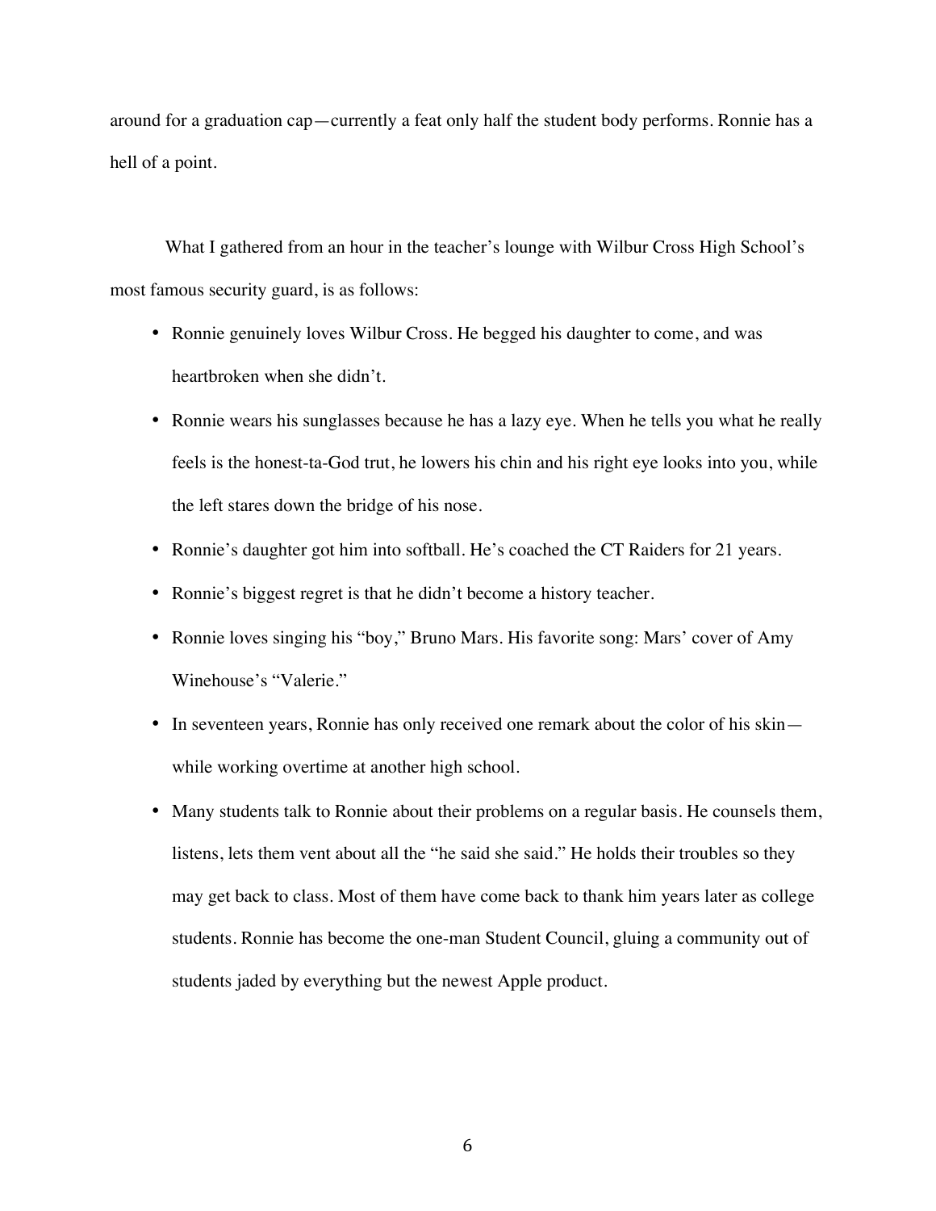around for a graduation cap—currently a feat only half the student body performs. Ronnie has a hell of a point.

What I gathered from an hour in the teacher's lounge with Wilbur Cross High School's most famous security guard, is as follows:

- Ronnie genuinely loves Wilbur Cross. He begged his daughter to come, and was heartbroken when she didn't.
- Ronnie wears his sunglasses because he has a lazy eye. When he tells you what he really feels is the honest-ta-God trut, he lowers his chin and his right eye looks into you, while the left stares down the bridge of his nose.
- Ronnie's daughter got him into softball. He's coached the CT Raiders for 21 years.
- Ronnie's biggest regret is that he didn't become a history teacher.
- Ronnie loves singing his "boy," Bruno Mars. His favorite song: Mars' cover of Amy Winehouse's "Valerie."
- In seventeen years, Ronnie has only received one remark about the color of his skin—while working overtime at another high school.
- Many students talk to Ronnie about their problems on a regular basis. He counsels them, listens, lets them vent about all the "he said she said." He holds their troubles so they may get back to class. Most of them have come back to thank him years later as college students. Ronnie has become the one-man Student Council, gluing a community out of students jaded by everything but the newest Apple product.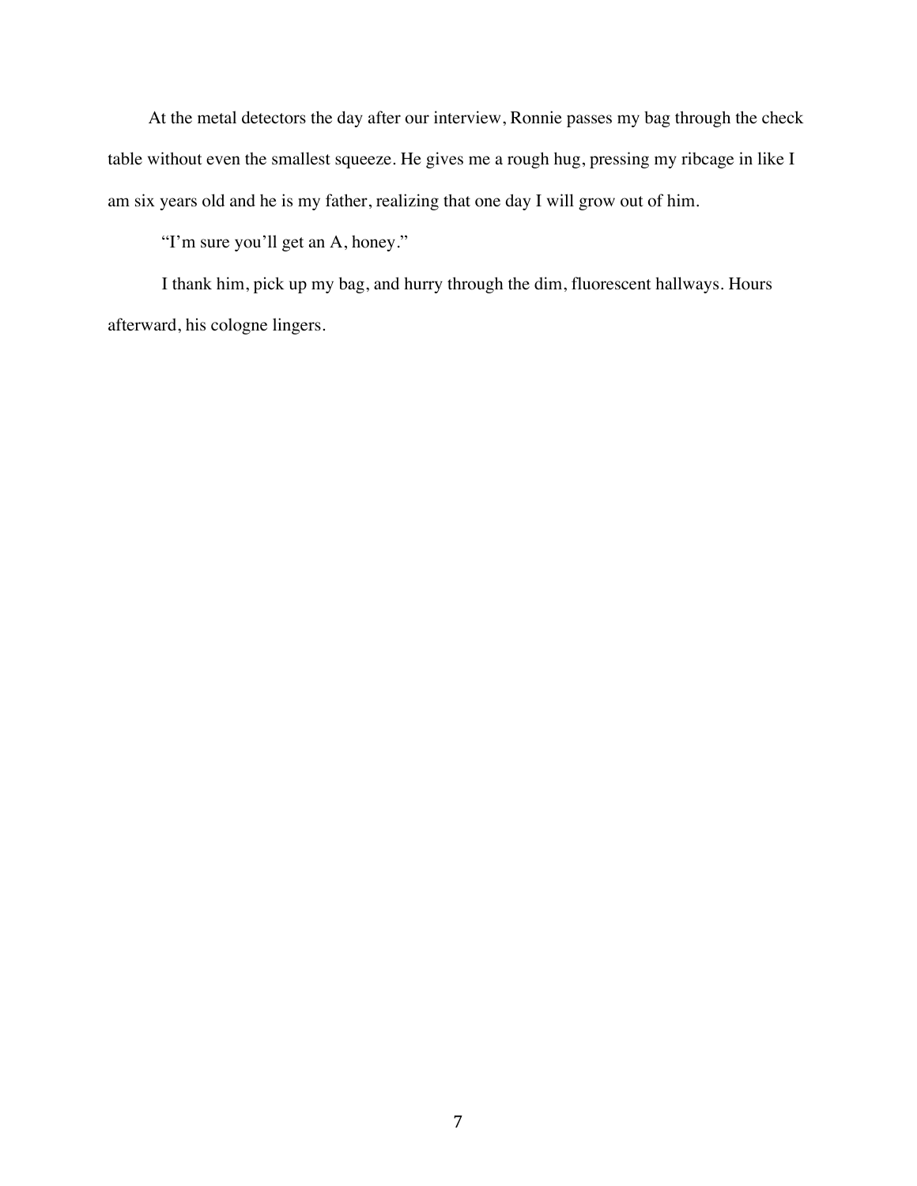At the metal detectors the day after our interview, Ronnie passes my bag through the check table without even the smallest squeeze. He gives me a rough hug, pressing my ribcage in like I am six years old and he is my father, realizing that one day I will grow out of him.

"I'm sure you'll get an A, honey."

I thank him, pick up my bag, and hurry through the dim, fluorescent hallways. Hours afterward, his cologne lingers.